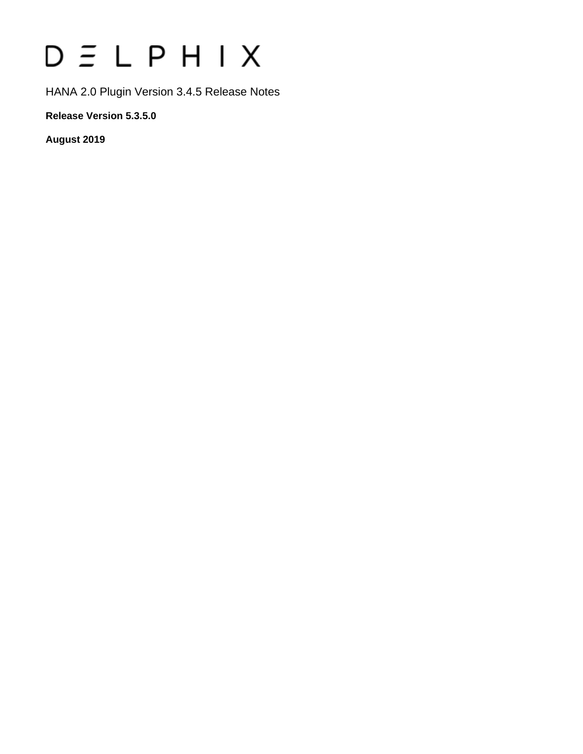# DELPHIX

HANA 2.0 Plugin Version 3.4.5 Release Notes

**Release Version 5.3.5.0**

**August 2019**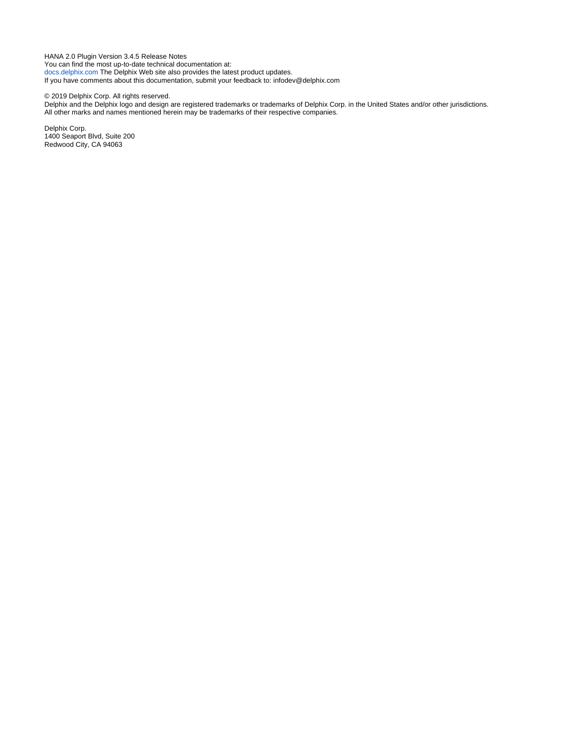HANA 2.0 Plugin Version 3.4.5 Release Notes
You can find the most up-to-date technical documentation at:
docs.delphix.com The Delphix Web site also provides the latest product updates.
If you have comments about this documentation, submit your feedback to: infodev@delphix.com

© 2019 Delphix Corp. All rights reserved.
Delphix and the Delphix logo and design are registered trademarks or trademarks of Delphix Corp. in the United States and/or other jurisdictions.
All other marks and names mentioned herein may be trademarks of their respective companies.

Delphix Corp.
1400 Seaport Blvd, Suite 200
Redwood City, CA 94063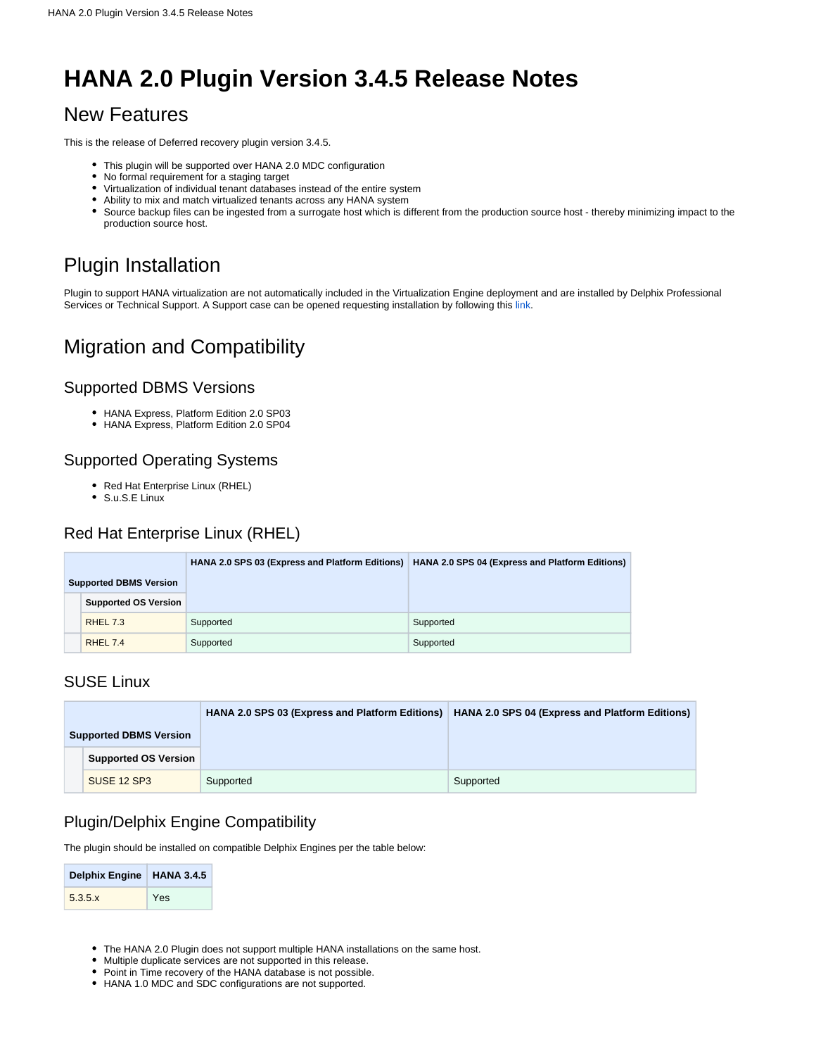# HANA 2.0 Plugin Version 3.4.5 Release Notes

## New Features

This is the release of Deferred recovery plugin version 3.4.5.

- This plugin will be supported over HANA 2.0 MDC configuration
- No formal requirement for a staging target
- Virtualization of individual tenant databases instead of the entire system
- Ability to mix and match virtualized tenants across any HANA system
- Source backup files can be ingested from a surrogate host which is different from the production source host - thereby minimizing impact to the production source host.

## Plugin Installation

Plugin to support HANA virtualization are not automatically included in the Virtualization Engine deployment and are installed by Delphix Professional Services or Technical Support. A Support case can be opened requesting installation by following this link.

## Migration and Compatibility

### Supported DBMS Versions

- HANA Express, Platform Edition 2.0 SP03
- HANA Express, Platform Edition 2.0 SP04

### Supported Operating Systems

- Red Hat Enterprise Linux (RHEL)
- S.u.S.E Linux

### Red Hat Enterprise Linux (RHEL)

| **Supported DBMS Version** | | **HANA 2.0 SPS 03 (Express and Platform Editions)** | **HANA 2.0 SPS 04 (Express and Platform Editions)** |
|---|---|---|---|
| | **Supported OS Version** | | |
| | RHEL 7.3 | Supported | Supported |
| | RHEL 7.4 | Supported | Supported |

### SUSE Linux

| **Supported DBMS Version** | | **HANA 2.0 SPS 03 (Express and Platform Editions)** | **HANA 2.0 SPS 04 (Express and Platform Editions)** |
|---|---|---|---|
| | **Supported OS Version** | | |
| | SUSE 12 SP3 | Supported | Supported |

### Plugin/Delphix Engine Compatibility

The plugin should be installed on compatible Delphix Engines per the table below:

| Delphix Engine | HANA 3.4.5 |
|---|---|
| 5.3.5.x | Yes |

- The HANA 2.0 Plugin does not support multiple HANA installations on the same host.
- Multiple duplicate services are not supported in this release.
- Point in Time recovery of the HANA database is not possible.
- HANA 1.0 MDC and SDC configurations are not supported.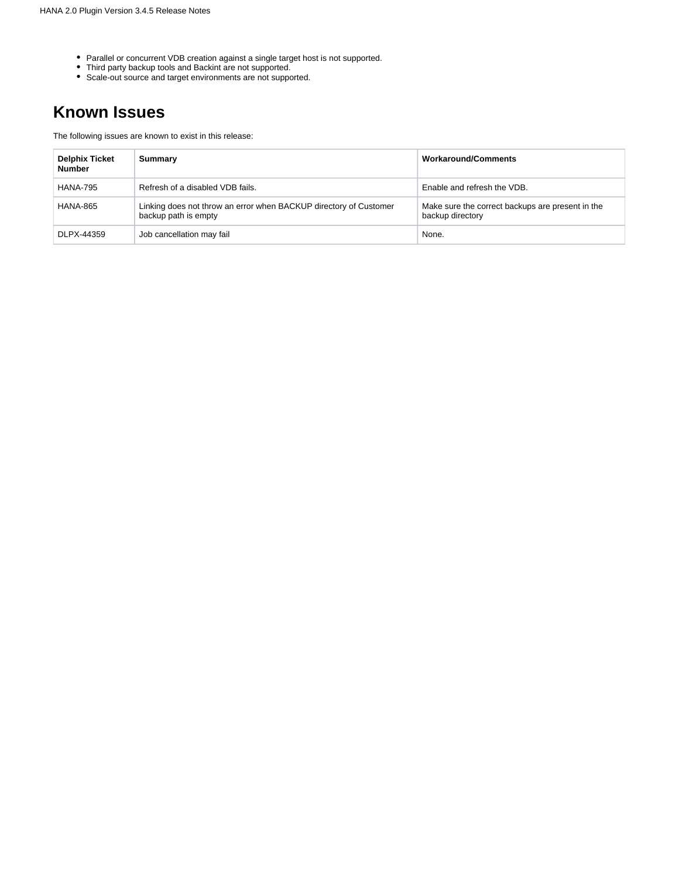- Parallel or concurrent VDB creation against a single target host is not supported.
- Third party backup tools and Backint are not supported.
- Scale-out source and target environments are not supported.

# Known Issues

The following issues are known to exist in this release:

| Delphix Ticket Number | Summary | Workaround/Comments |
| --- | --- | --- |
| HANA-795 | Refresh of a disabled VDB fails. | Enable and refresh the VDB. |
| HANA-865 | Linking does not throw an error when BACKUP directory of Customer backup path is empty | Make sure the correct backups are present in the backup directory |
| DLPX-44359 | Job cancellation may fail | None. |